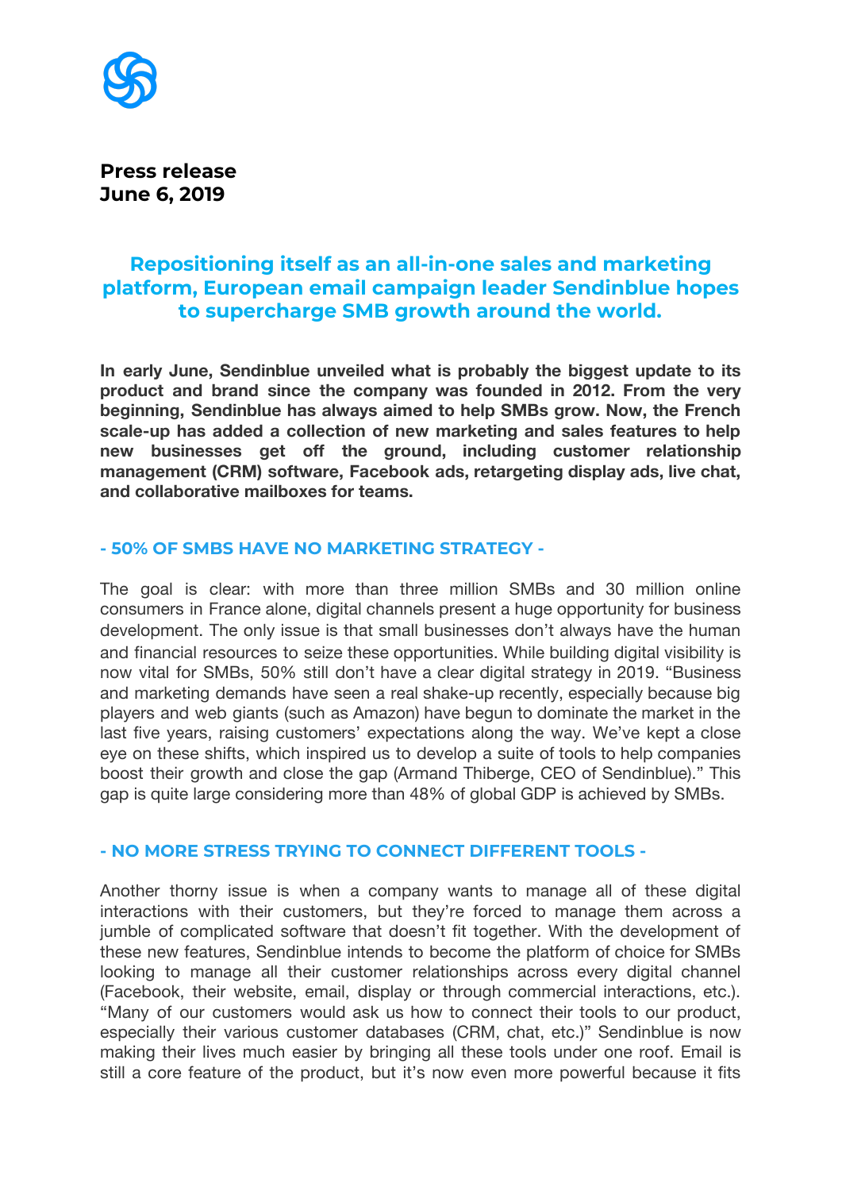**Press release**
**June 6, 2019**

## Repositioning itself as an all-in-one sales and marketing platform, European email campaign leader Sendinblue hopes to supercharge SMB growth around the world.

**In early June, Sendinblue unveiled what is probably the biggest update to its product and brand since the company was founded in 2012. From the very beginning, Sendinblue has always aimed to help SMBs grow. Now, the French scale-up has added a collection of new marketing and sales features to help new businesses get off the ground, including customer relationship management (CRM) software, Facebook ads, retargeting display ads, live chat, and collaborative mailboxes for teams.**

### - 50% OF SMBS HAVE NO MARKETING STRATEGY -

The goal is clear: with more than three million SMBs and 30 million online consumers in France alone, digital channels present a huge opportunity for business development. The only issue is that small businesses don't always have the human and financial resources to seize these opportunities. While building digital visibility is now vital for SMBs, 50% still don't have a clear digital strategy in 2019. "Business and marketing demands have seen a real shake-up recently, especially because big players and web giants (such as Amazon) have begun to dominate the market in the last five years, raising customers' expectations along the way. We've kept a close eye on these shifts, which inspired us to develop a suite of tools to help companies boost their growth and close the gap (Armand Thiberge, CEO of Sendinblue)." This gap is quite large considering more than 48% of global GDP is achieved by SMBs.

### - NO MORE STRESS TRYING TO CONNECT DIFFERENT TOOLS -

Another thorny issue is when a company wants to manage all of these digital interactions with their customers, but they're forced to manage them across a jumble of complicated software that doesn't fit together. With the development of these new features, Sendinblue intends to become the platform of choice for SMBs looking to manage all their customer relationships across every digital channel (Facebook, their website, email, display or through commercial interactions, etc.). "Many of our customers would ask us how to connect their tools to our product, especially their various customer databases (CRM, chat, etc.)" Sendinblue is now making their lives much easier by bringing all these tools under one roof. Email is still a core feature of the product, but it's now even more powerful because it fits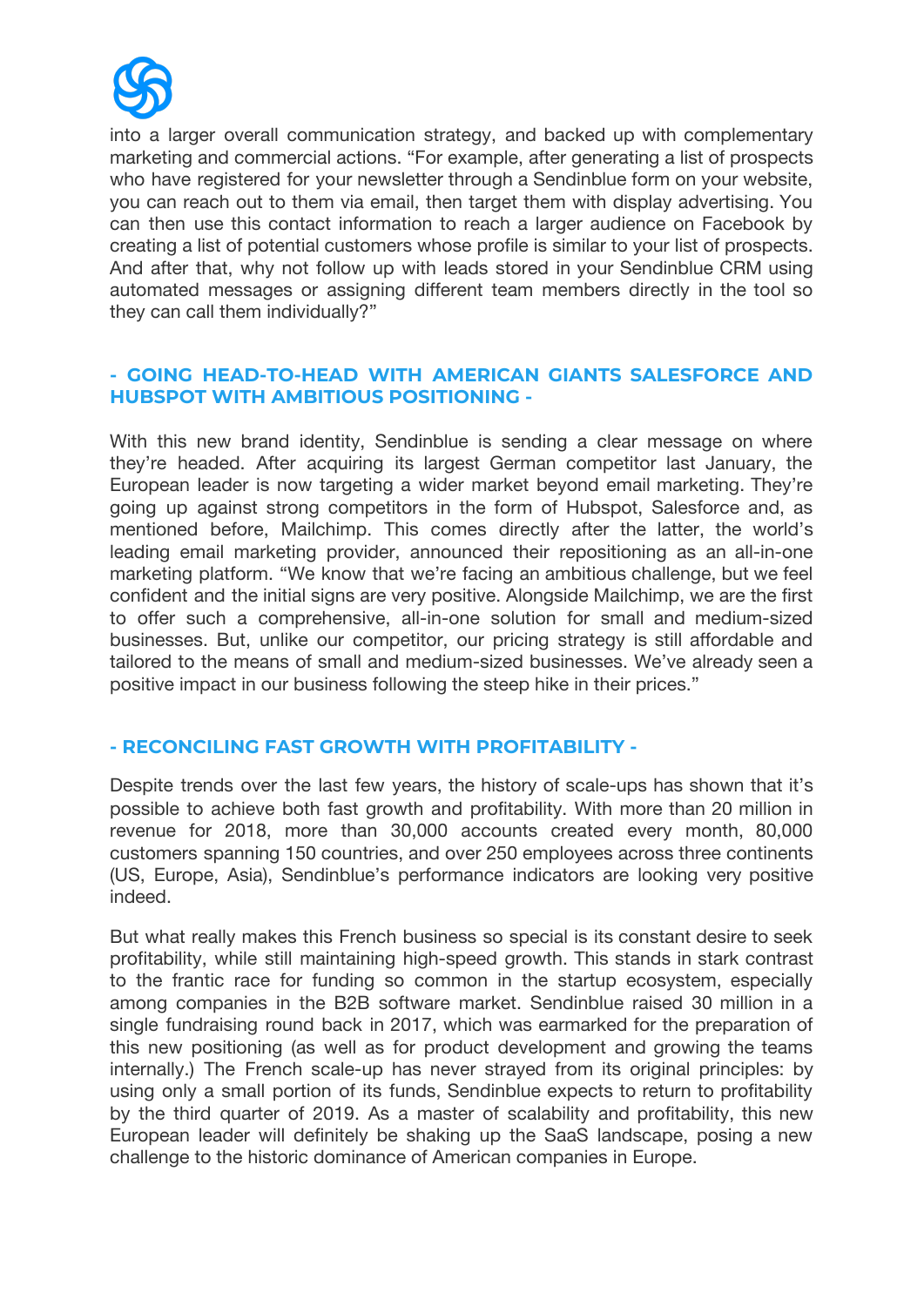into a larger overall communication strategy, and backed up with complementary marketing and commercial actions. "For example, after generating a list of prospects who have registered for your newsletter through a Sendinblue form on your website, you can reach out to them via email, then target them with display advertising. You can then use this contact information to reach a larger audience on Facebook by creating a list of potential customers whose profile is similar to your list of prospects. And after that, why not follow up with leads stored in your Sendinblue CRM using automated messages or assigning different team members directly in the tool so they can call them individually?"

## - GOING HEAD-TO-HEAD WITH AMERICAN GIANTS SALESFORCE AND HUBSPOT WITH AMBITIOUS POSITIONING -

With this new brand identity, Sendinblue is sending a clear message on where they're headed. After acquiring its largest German competitor last January, the European leader is now targeting a wider market beyond email marketing. They're going up against strong competitors in the form of Hubspot, Salesforce and, as mentioned before, Mailchimp. This comes directly after the latter, the world's leading email marketing provider, announced their repositioning as an all-in-one marketing platform. "We know that we're facing an ambitious challenge, but we feel confident and the initial signs are very positive. Alongside Mailchimp, we are the first to offer such a comprehensive, all-in-one solution for small and medium-sized businesses. But, unlike our competitor, our pricing strategy is still affordable and tailored to the means of small and medium-sized businesses. We've already seen a positive impact in our business following the steep hike in their prices."

## - RECONCILING FAST GROWTH WITH PROFITABILITY -

Despite trends over the last few years, the history of scale-ups has shown that it's possible to achieve both fast growth and profitability. With more than 20 million in revenue for 2018, more than 30,000 accounts created every month, 80,000 customers spanning 150 countries, and over 250 employees across three continents (US, Europe, Asia), Sendinblue's performance indicators are looking very positive indeed.

But what really makes this French business so special is its constant desire to seek profitability, while still maintaining high-speed growth. This stands in stark contrast to the frantic race for funding so common in the startup ecosystem, especially among companies in the B2B software market. Sendinblue raised 30 million in a single fundraising round back in 2017, which was earmarked for the preparation of this new positioning (as well as for product development and growing the teams internally.) The French scale-up has never strayed from its original principles: by using only a small portion of its funds, Sendinblue expects to return to profitability by the third quarter of 2019. As a master of scalability and profitability, this new European leader will definitely be shaking up the SaaS landscape, posing a new challenge to the historic dominance of American companies in Europe.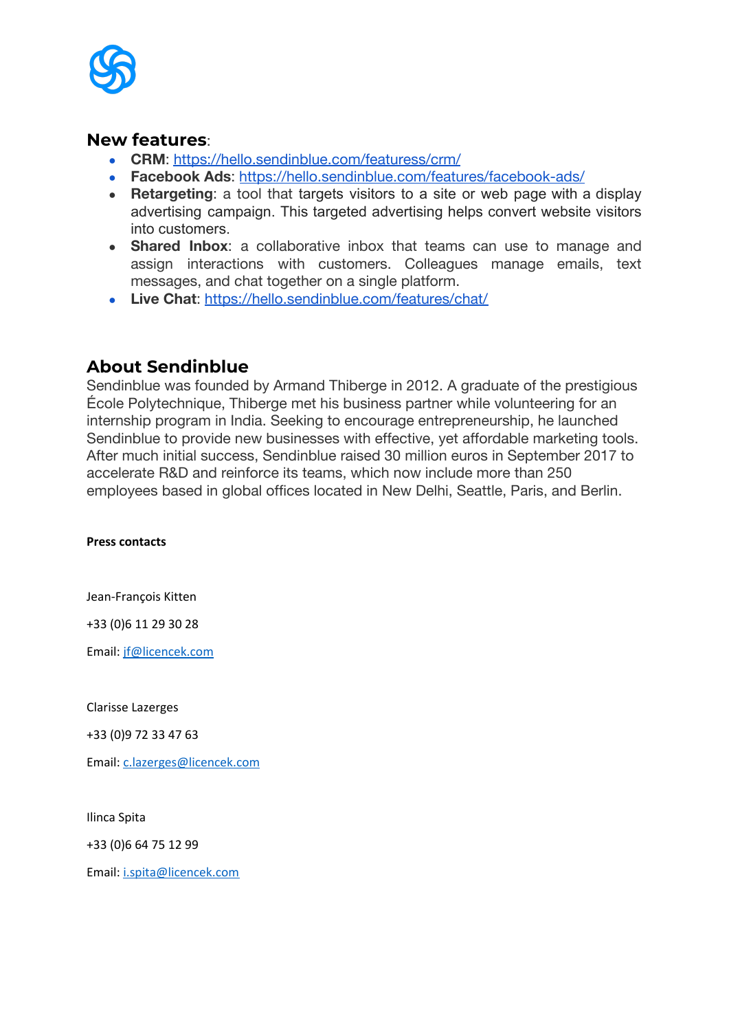## New features:

- **CRM**: https://hello.sendinblue.com/featuress/crm/
- **Facebook Ads**: https://hello.sendinblue.com/features/facebook-ads/
- **Retargeting**: a tool that targets visitors to a site or web page with a display advertising campaign. This targeted advertising helps convert website visitors into customers.
- **Shared Inbox**: a collaborative inbox that teams can use to manage and assign interactions with customers. Colleagues manage emails, text messages, and chat together on a single platform.
- **Live Chat**: https://hello.sendinblue.com/features/chat/

## About Sendinblue

Sendinblue was founded by Armand Thiberge in 2012. A graduate of the prestigious École Polytechnique, Thiberge met his business partner while volunteering for an internship program in India. Seeking to encourage entrepreneurship, he launched Sendinblue to provide new businesses with effective, yet affordable marketing tools. After much initial success, Sendinblue raised 30 million euros in September 2017 to accelerate R&D and reinforce its teams, which now include more than 250 employees based in global offices located in New Delhi, Seattle, Paris, and Berlin.

**Press contacts**

Jean-François Kitten

+33 (0)6 11 29 30 28

Email: jf@licencek.com

Clarisse Lazerges

+33 (0)9 72 33 47 63

Email: c.lazerges@licencek.com

Ilinca Spita

+33 (0)6 64 75 12 99

Email: i.spita@licencek.com